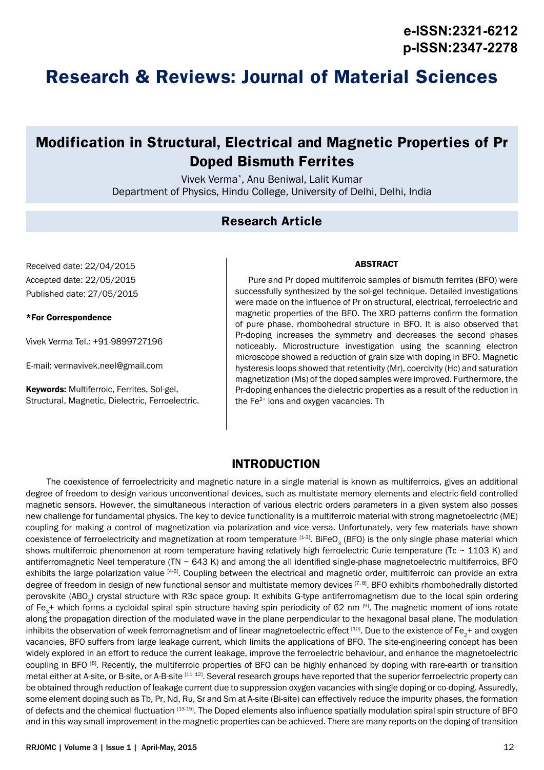# Research & Reviews: Journal of Material Sciences

e-ISSN:2321-6212
p-ISSN:2347-2278

## Modification in Structural, Electrical and Magnetic Properties of Pr Doped Bismuth Ferrites

Vivek Verma*, Anu Beniwal, Lalit Kumar

Department of Physics, Hindu College, University of Delhi, Delhi, India

### Research Article

Received date: 22/04/2015

Accepted date: 22/05/2015

Published date: 27/05/2015

**\*For Correspondence**

Vivek Verma Tel.: +91-9899727196

E-mail: vermavivek.neel@gmail.com

**Keywords:** Multiferroic, Ferrites, Sol-gel, Structural, Magnetic, Dielectric, Ferroelectric.

#### ABSTRACT

Pure and Pr doped multiferroic samples of bismuth ferrites (BFO) were successfully synthesized by the sol-gel technique. Detailed investigations were made on the influence of Pr on structural, electrical, ferroelectric and magnetic properties of the BFO. The XRD patterns confirm the formation of pure phase, rhombohedral structure in BFO. It is also observed that Pr-doping increases the symmetry and decreases the second phases noticeably. Microstructure investigation using the scanning electron microscope showed a reduction of grain size with doping in BFO. Magnetic hysteresis loops showed that retentivity (Mr), coercivity (Hc) and saturation magnetization (Ms) of the doped samples were improved. Furthermore, the Pr-doping enhances the dielectric properties as a result of the reduction in the $Fe^{2+}$ ions and oxygen vacancies. Th

## INTRODUCTION

The coexistence of ferroelectricity and magnetic nature in a single material is known as multiferroics, gives an additional degree of freedom to design various unconventional devices, such as multistate memory elements and electric-field controlled magnetic sensors. However, the simultaneous interaction of various electric orders parameters in a given system also posses new challenge for fundamental physics. The key to device functionality is a multiferroic material with strong magnetoelectric (ME) coupling for making a control of magnetization via polarization and vice versa. Unfortunately, very few materials have shown coexistence of ferroelectricity and magnetization at room temperature [1-3]. $BiFeO_3$ (BFO) is the only single phase material which shows multiferroic phenomenon at room temperature having relatively high ferroelectric Curie temperature (Tc ~ 1103 K) and antiferromagnetic Neel temperature (TN ~ 643 K) and among the all identified single-phase magnetoelectric multiferroics, BFO exhibits the large polarization value [4-6]. Coupling between the electrical and magnetic order, multiferroic can provide an extra degree of freedom in design of new functional sensor and multistate memory devices [7, 8]. BFO exhibits rhombohedrally distorted perovskite ($ABO_3$) crystal structure with R3c space group. It exhibits G-type antiferromagnetism due to the local spin ordering of $Fe_3$+ which forms a cycloidal spiral spin structure having spin periodicity of 62 nm [9]. The magnetic moment of ions rotate along the propagation direction of the modulated wave in the plane perpendicular to the hexagonal basal plane. The modulation inhibits the observation of week ferromagnetism and of linear magnetoelectric effect [10]. Due to the existence of $Fe_2$+ and oxygen vacancies, BFO suffers from large leakage current, which limits the applications of BFO. The site-engineering concept has been widely explored in an effort to reduce the current leakage, improve the ferroelectric behaviour, and enhance the magnetoelectric coupling in BFO [8]. Recently, the multiferroic properties of BFO can be highly enhanced by doping with rare-earth or transition metal either at A-site, or B-site, or A-B-site [11, 12]. Several research groups have reported that the superior ferroelectric property can be obtained through reduction of leakage current due to suppression oxygen vacancies with single doping or co-doping. Assuredly, some element doping such as Tb, Pr, Nd, Ru, Sr and Sm at A-site (Bi-site) can effectively reduce the impurity phases, the formation of defects and the chemical fluctuation [13-15]. The Doped elements also influence spatially modulation spiral spin structure of BFO and in this way small improvement in the magnetic properties can be achieved. There are many reports on the doping of transition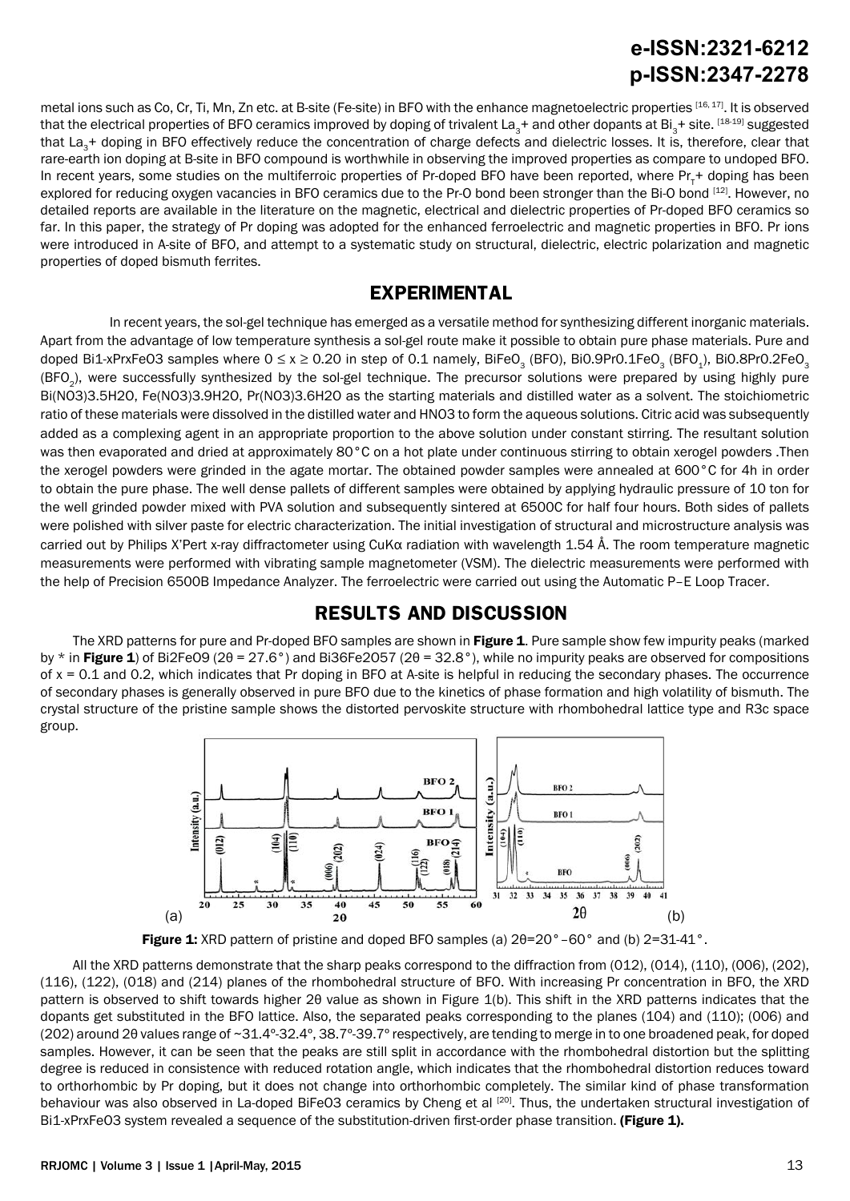metal ions such as Co, Cr, Ti, Mn, Zn etc. at B-site (Fe-site) in BFO with the enhance magnetoelectric properties [16, 17]. It is observed that the electrical properties of BFO ceramics improved by doping of trivalent $La_3$+ and other dopants at $Bi_3$+ site. [18-19] suggested that $La_3$+ doping in BFO effectively reduce the concentration of charge defects and dielectric losses. It is, therefore, clear that rare-earth ion doping at B-site in BFO compound is worthwhile in observing the improved properties as compare to undoped BFO. In recent years, some studies on the multiferroic properties of Pr-doped BFO have been reported, where $Pr_T$+ doping has been explored for reducing oxygen vacancies in BFO ceramics due to the Pr-O bond been stronger than the Bi-O bond [12]. However, no detailed reports are available in the literature on the magnetic, electrical and dielectric properties of Pr-doped BFO ceramics so far. In this paper, the strategy of Pr doping was adopted for the enhanced ferroelectric and magnetic properties in BFO. Pr ions were introduced in A-site of BFO, and attempt to a systematic study on structural, dielectric, electric polarization and magnetic properties of doped bismuth ferrites.

## EXPERIMENTAL

In recent years, the sol-gel technique has emerged as a versatile method for synthesizing different inorganic materials. Apart from the advantage of low temperature synthesis a sol-gel route make it possible to obtain pure phase materials. Pure and doped Bi1-xPrxFeO3 samples where 0 ≤ x ≥ 0.20 in step of 0.1 namely, $BiFeO_3$ (BFO), Bi0.9Pr0.1$FeO_3$ ($BFO_1$), Bi0.8Pr0.2$FeO_3$ ($BFO_2$), were successfully synthesized by the sol-gel technique. The precursor solutions were prepared by using highly pure Bi(NO3)3.5H2O, Fe(NO3)3.9H2O, Pr(NO3)3.6H2O as the starting materials and distilled water as a solvent. The stoichiometric ratio of these materials were dissolved in the distilled water and HNO3 to form the aqueous solutions. Citric acid was subsequently added as a complexing agent in an appropriate proportion to the above solution under constant stirring. The resultant solution was then evaporated and dried at approximately 80°C on a hot plate under continuous stirring to obtain xerogel powders .Then the xerogel powders were grinded in the agate mortar. The obtained powder samples were annealed at 600°C for 4h in order to obtain the pure phase. The well dense pallets of different samples were obtained by applying hydraulic pressure of 10 ton for the well grinded powder mixed with PVA solution and subsequently sintered at 6500C for half four hours. Both sides of pallets were polished with silver paste for electric characterization. The initial investigation of structural and microstructure analysis was carried out by Philips X'Pert x-ray diffractometer using CuKα radiation with wavelength 1.54 Å. The room temperature magnetic measurements were performed with vibrating sample magnetometer (VSM). The dielectric measurements were performed with the help of Precision 6500B Impedance Analyzer. The ferroelectric were carried out using the Automatic P–E Loop Tracer.

## RESULTS AND DISCUSSION

The XRD patterns for pure and Pr-doped BFO samples are shown in **Figure 1**. Pure sample show few impurity peaks (marked by * in **Figure 1**) of Bi2Fe09 (2θ = 27.6°) and Bi36Fe2057 (2θ = 32.8°), while no impurity peaks are observed for compositions of x = 0.1 and 0.2, which indicates that Pr doping in BFO at A-site is helpful in reducing the secondary phases. The occurrence of secondary phases is generally observed in pure BFO due to the kinetics of phase formation and high volatility of bismuth. The crystal structure of the pristine sample shows the distorted pervoskite structure with rhombohedral lattice type and R3c space group.

**Figure 1:** XRD pattern of pristine and doped BFO samples (a) 2θ=20°–60° and (b) 2=31-41°.

All the XRD patterns demonstrate that the sharp peaks correspond to the diffraction from (012), (014), (110), (006), (202), (116), (122), (018) and (214) planes of the rhombohedral structure of BFO. With increasing Pr concentration in BFO, the XRD pattern is observed to shift towards higher 2θ value as shown in Figure 1(b). This shift in the XRD patterns indicates that the dopants get substituted in the BFO lattice. Also, the separated peaks corresponding to the planes (104) and (110); (006) and (202) around 2θ values range of ~31.4º-32.4º, 38.7º-39.7º respectively, are tending to merge in to one broadened peak, for doped samples. However, it can be seen that the peaks are still split in accordance with the rhombohedral distortion but the splitting degree is reduced in consistence with reduced rotation angle, which indicates that the rhombohedral distortion reduces toward to orthorhombic by Pr doping, but it does not change into orthorhombic completely. The similar kind of phase transformation behaviour was also observed in La-doped BiFeO3 ceramics by Cheng et al [20]. Thus, the undertaken structural investigation of Bi1-xPrxFeO3 system revealed a sequence of the substitution-driven first-order phase transition. **(Figure 1).**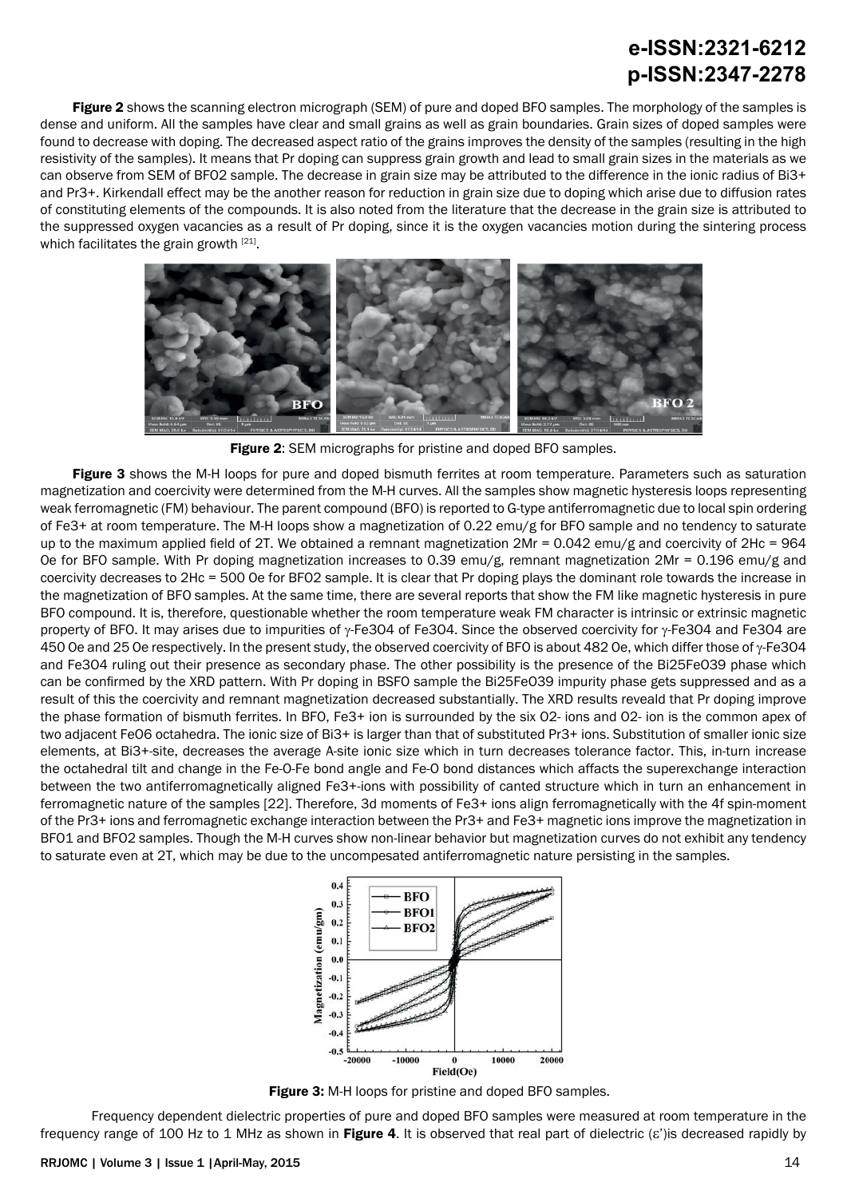**Figure 2** shows the scanning electron micrograph (SEM) of pure and doped BFO samples. The morphology of the samples is dense and uniform. All the samples have clear and small grains as well as grain boundaries. Grain sizes of doped samples were found to decrease with doping. The decreased aspect ratio of the grains improves the density of the samples (resulting in the high resistivity of the samples). It means that Pr doping can suppress grain growth and lead to small grain sizes in the materials as we can observe from SEM of BFO2 sample. The decrease in grain size may be attributed to the difference in the ionic radius of $Bi^{3+}$ and $Pr^{3+}$. Kirkendall effect may be the another reason for reduction in grain size due to doping which arise due to diffusion rates of constituting elements of the compounds. It is also noted from the literature that the decrease in the grain size is attributed to the suppressed oxygen vacancies as a result of Pr doping, since it is the oxygen vacancies motion during the sintering process which facilitates the grain growth [21].

**Figure 2**: SEM micrographs for pristine and doped BFO samples.

**Figure 3** shows the M-H loops for pure and doped bismuth ferrites at room temperature. Parameters such as saturation magnetization and coercivity were determined from the M-H curves. All the samples show magnetic hysteresis loops representing weak ferromagnetic (FM) behaviour. The parent compound (BFO) is reported to G-type antiferromagnetic due to local spin ordering of $Fe^{3+}$ at room temperature. The M-H loops show a magnetization of 0.22 emu/g for BFO sample and no tendency to saturate up to the maximum applied field of 2T. We obtained a remnant magnetization $2M_r$ = 0.042 emu/g and coercivity of $2H_c$ = 964 Oe for BFO sample. With Pr doping magnetization increases to 0.39 emu/g, remnant magnetization $2M_r$ = 0.196 emu/g and coercivity decreases to $2H_c$ = 500 Oe for BFO2 sample. It is clear that Pr doping plays the dominant role towards the increase in the magnetization of BFO samples. At the same time, there are several reports that show the FM like magnetic hysteresis in pure BFO compound. It is, therefore, questionable whether the room temperature weak FM character is intrinsic or extrinsic magnetic property of BFO. It may arises due to impurities of $\gamma$-$Fe_3O_4$ of $Fe_3O_4$. Since the observed coercivity for $\gamma$-$Fe_3O_4$ and $Fe_3O_4$ are 450 Oe and 25 Oe respectively. In the present study, the observed coercivity of BFO is about 482 Oe, which differ those of $\gamma$-$Fe_3O_4$ and $Fe_3O_4$ ruling out their presence as secondary phase. The other possibility is the presence of the $Bi_{25}FeO_{39}$ phase which can be confirmed by the XRD pattern. With Pr doping in BSFO sample the $Bi_{25}FeO_{39}$ impurity phase gets suppressed and as a result of this the coercivity and remnant magnetization decreased substantially. The XRD results reveald that Pr doping improve the phase formation of bismuth ferrites. In BFO, $Fe^{3+}$ ion is surrounded by the six $O^{2-}$ ions and $O^{2-}$ ion is the common apex of two adjacent $FeO_6$ octahedra. The ionic size of $Bi^{3+}$ is larger than that of substituted $Pr^{3+}$ ions. Substitution of smaller ionic size elements, at $Bi^{3+}$-site, decreases the average A-site ionic size which in turn decreases tolerance factor. This, in-turn increase the octahedral tilt and change in the Fe-O-Fe bond angle and Fe-O bond distances which affacts the superexchange interaction between the two antiferromagnetically aligned $Fe^{3+}$-ions with possibility of canted structure which in turn an enhancement in ferromagnetic nature of the samples [22]. Therefore, 3d moments of $Fe^{3+}$ ions align ferromagnetically with the 4f spin-moment of the $Pr^{3+}$ ions and ferromagnetic exchange interaction between the $Pr^{3+}$ and $Fe^{3+}$ magnetic ions improve the magnetization in BFO1 and BFO2 samples. Though the M-H curves show non-linear behavior but magnetization curves do not exhibit any tendency to saturate even at 2T, which may be due to the uncompesated antiferromagnetic nature persisting in the samples.

**Figure 3:** M-H loops for pristine and doped BFO samples.

Frequency dependent dielectric properties of pure and doped BFO samples were measured at room temperature in the frequency range of 100 Hz to 1 MHz as shown in **Figure 4**. It is observed that real part of dielectric ($\varepsilon'$)is decreased rapidly by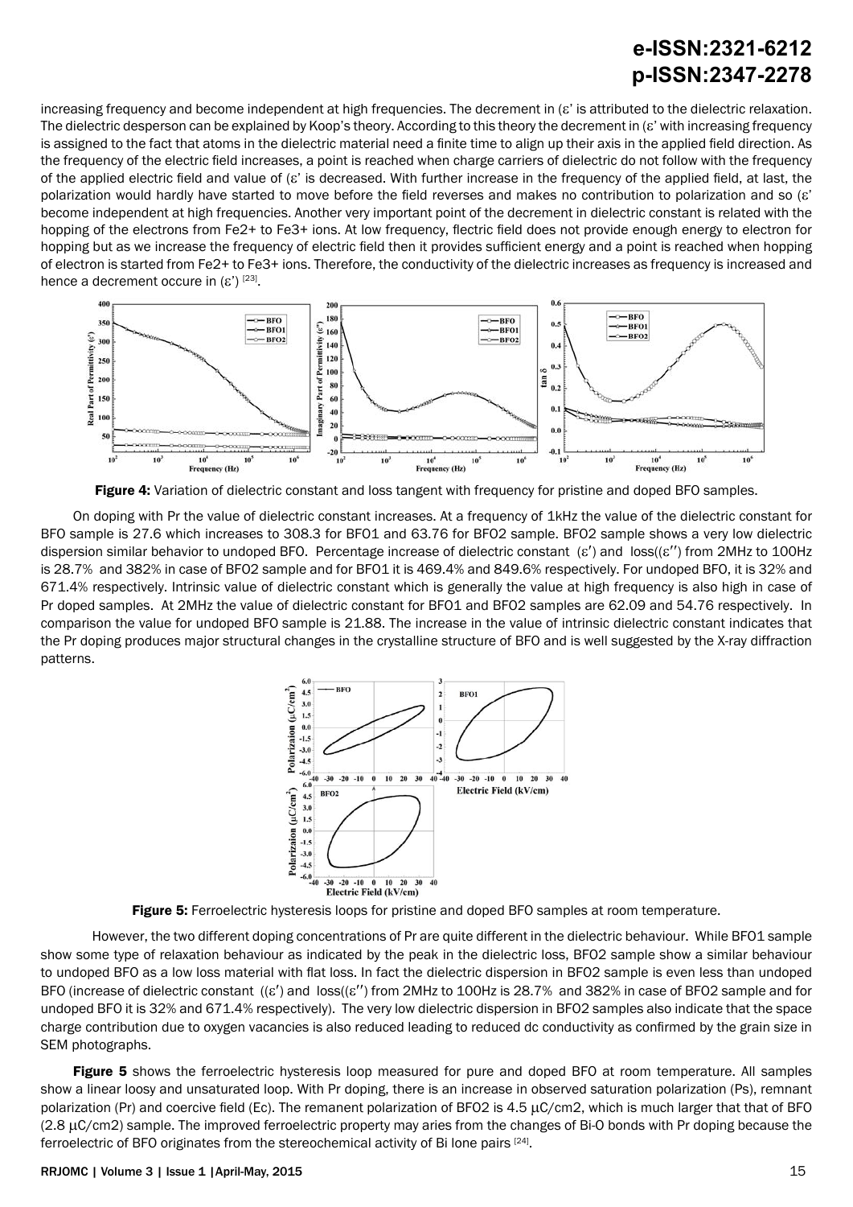increasing frequency and become independent at high frequencies. The decrement in (ε' is attributed to the dielectric relaxation. The dielectric desperson can be explained by Koop's theory. According to this theory the decrement in (ε' with increasing frequency is assigned to the fact that atoms in the dielectric material need a finite time to align up their axis in the applied field direction. As the frequency of the electric field increases, a point is reached when charge carriers of dielectric do not follow with the frequency of the applied electric field and value of (ε' is decreased. With further increase in the frequency of the applied field, at last, the polarization would hardly have started to move before the field reverses and makes no contribution to polarization and so (ε' become independent at high frequencies. Another very important point of the decrement in dielectric constant is related with the hopping of the electrons from $Fe2+$ to $Fe3+$ ions. At low frequency, flectric field does not provide enough energy to electron for hopping but as we increase the frequency of electric field then it provides sufficient energy and a point is reached when hopping of electron is started from $Fe2+$ to $Fe3+$ ions. Therefore, the conductivity of the dielectric increases as frequency is increased and hence a decrement occure in (ε') [23].

**Figure 4:** Variation of dielectric constant and loss tangent with frequency for pristine and doped BFO samples.

On doping with Pr the value of dielectric constant increases. At a frequency of 1kHz the value of the dielectric constant for BFO sample is 27.6 which increases to 308.3 for BFO1 and 63.76 for BFO2 sample. BFO2 sample shows a very low dielectric dispersion similar behavior to undoped BFO. Percentage increase of dielectric constant (ε′) and loss((ε′′) from 2MHz to 100Hz is 28.7% and 382% in case of BFO2 sample and for BFO1 it is 469.4% and 849.6% respectively. For undoped BFO, it is 32% and 671.4% respectively. Intrinsic value of dielectric constant which is generally the value at high frequency is also high in case of Pr doped samples. At 2MHz the value of dielectric constant for BFO1 and BFO2 samples are 62.09 and 54.76 respectively. In comparison the value for undoped BFO sample is 21.88. The increase in the value of intrinsic dielectric constant indicates that the Pr doping produces major structural changes in the crystalline structure of BFO and is well suggested by the X-ray diffraction patterns.

**Figure 5:** Ferroelectric hysteresis loops for pristine and doped BFO samples at room temperature.

However, the two different doping concentrations of Pr are quite different in the dielectric behaviour. While BFO1 sample show some type of relaxation behaviour as indicated by the peak in the dielectric loss, BFO2 sample show a similar behaviour to undoped BFO as a low loss material with flat loss. In fact the dielectric dispersion in BFO2 sample is even less than undoped BFO (increase of dielectric constant ((ε′) and loss((ε′′) from 2MHz to 100Hz is 28.7% and 382% in case of BFO2 sample and for undoped BFO it is 32% and 671.4% respectively). The very low dielectric dispersion in BFO2 samples also indicate that the space charge contribution due to oxygen vacancies is also reduced leading to reduced dc conductivity as confirmed by the grain size in SEM photographs.

**Figure 5** shows the ferroelectric hysteresis loop measured for pure and doped BFO at room temperature. All samples show a linear loosy and unsaturated loop. With Pr doping, there is an increase in observed saturation polarization (Ps), remnant polarization (Pr) and coercive field (Ec). The remanent polarization of BFO2 is 4.5 μC/cm2, which is much larger that that of BFO (2.8 μC/cm2) sample. The improved ferroelectric property may aries from the changes of Bi-O bonds with Pr doping because the ferroelectric of BFO originates from the stereochemical activity of Bi lone pairs [24].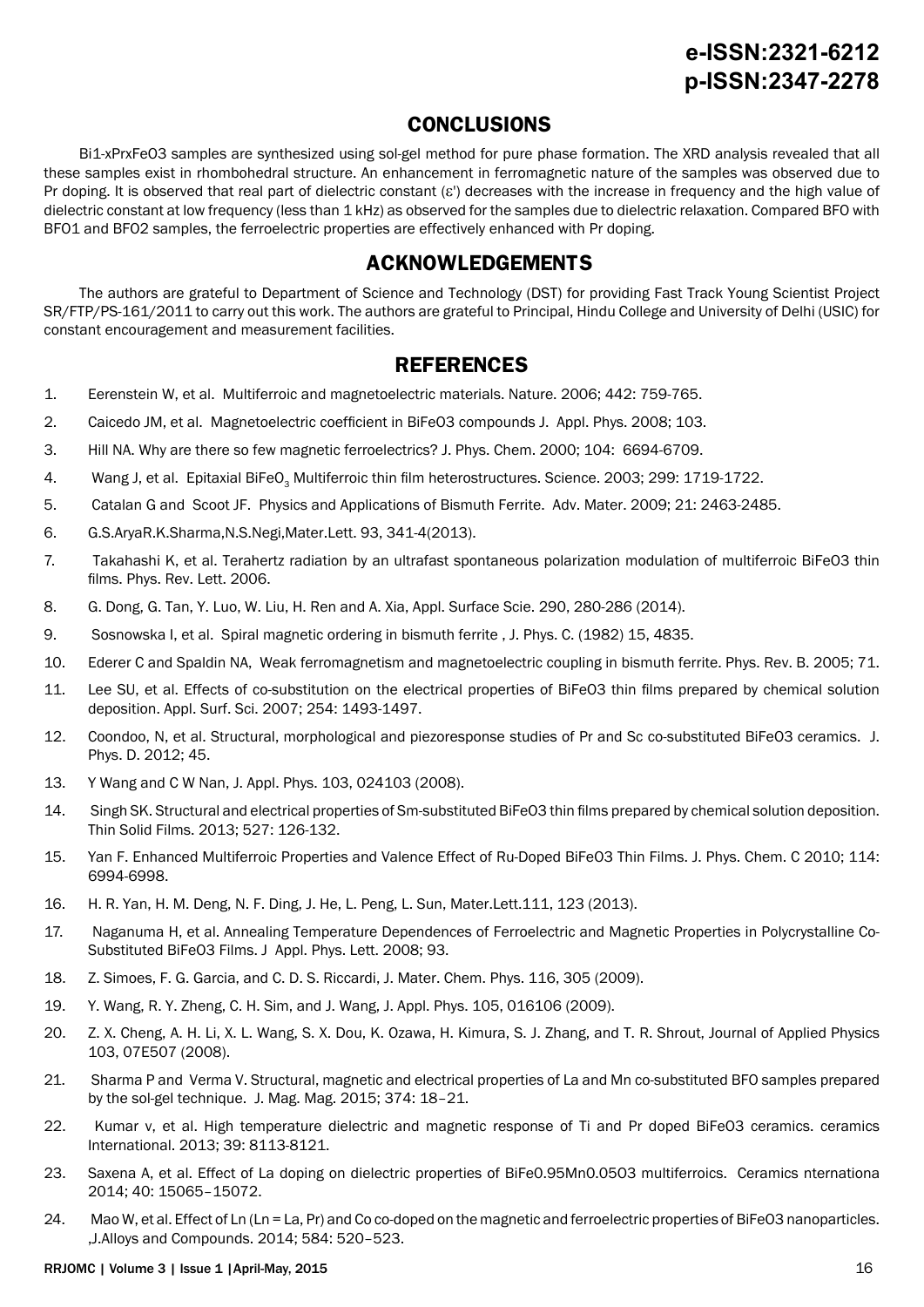## CONCLUSIONS

$Bi_{1-x}Pr_xFeO_3$ samples are synthesized using sol-gel method for pure phase formation. The XRD analysis revealed that all these samples exist in rhombohedral structure. An enhancement in ferromagnetic nature of the samples was observed due to Pr doping. It is observed that real part of dielectric constant (ε') decreases with the increase in frequency and the high value of dielectric constant at low frequency (less than 1 kHz) as observed for the samples due to dielectric relaxation. Compared BFO with BFO1 and BFO2 samples, the ferroelectric properties are effectively enhanced with Pr doping.

## ACKNOWLEDGEMENTS

The authors are grateful to Department of Science and Technology (DST) for providing Fast Track Young Scientist Project SR/FTP/PS-161/2011 to carry out this work. The authors are grateful to Principal, Hindu College and University of Delhi (USIC) for constant encouragement and measurement facilities.

## REFERENCES

1. Eerenstein W, et al. Multiferroic and magnetoelectric materials. Nature. 2006; 442: 759-765.
2. Caicedo JM, et al. Magnetoelectric coefficient in BiFeO3 compounds J. Appl. Phys. 2008; 103.
3. Hill NA. Why are there so few magnetic ferroelectrics? J. Phys. Chem. 2000; 104: 6694-6709.
4. Wang J, et al. Epitaxial $BiFeO_3$ Multiferroic thin film heterostructures. Science. 2003; 299: 1719-1722.
5. Catalan G and Scoot JF. Physics and Applications of Bismuth Ferrite. Adv. Mater. 2009; 21: 2463-2485.
6. G.S.AryaR.K.Sharma,N.S.Negi,Mater.Lett. 93, 341-4(2013).
7. Takahashi K, et al. Terahertz radiation by an ultrafast spontaneous polarization modulation of multiferroic BiFeO3 thin films. Phys. Rev. Lett. 2006.
8. G. Dong, G. Tan, Y. Luo, W. Liu, H. Ren and A. Xia, Appl. Surface Scie. 290, 280-286 (2014).
9. Sosnowska I, et al. Spiral magnetic ordering in bismuth ferrite , J. Phys. C. (1982) 15, 4835.
10. Ederer C and Spaldin NA, Weak ferromagnetism and magnetoelectric coupling in bismuth ferrite. Phys. Rev. B. 2005; 71.
11. Lee SU, et al. Effects of co-substitution on the electrical properties of BiFeO3 thin films prepared by chemical solution deposition. Appl. Surf. Sci. 2007; 254: 1493-1497.
12. Coondoo, N, et al. Structural, morphological and piezoresponse studies of Pr and Sc co-substituted BiFeO3 ceramics. J. Phys. D. 2012; 45.
13. Y Wang and C W Nan, J. Appl. Phys. 103, 024103 (2008).
14. Singh SK. Structural and electrical properties of Sm-substituted BiFeO3 thin films prepared by chemical solution deposition. Thin Solid Films. 2013; 527: 126-132.
15. Yan F. Enhanced Multiferroic Properties and Valence Effect of Ru-Doped BiFeO3 Thin Films. J. Phys. Chem. C 2010; 114: 6994-6998.
16. H. R. Yan, H. M. Deng, N. F. Ding, J. He, L. Peng, L. Sun, Mater.Lett.111, 123 (2013).
17. Naganuma H, et al. Annealing Temperature Dependences of Ferroelectric and Magnetic Properties in Polycrystalline Co-Substituted BiFeO3 Films. J Appl. Phys. Lett. 2008; 93.
18. Z. Simoes, F. G. Garcia, and C. D. S. Riccardi, J. Mater. Chem. Phys. 116, 305 (2009).
19. Y. Wang, R. Y. Zheng, C. H. Sim, and J. Wang, J. Appl. Phys. 105, 016106 (2009).
20. Z. X. Cheng, A. H. Li, X. L. Wang, S. X. Dou, K. Ozawa, H. Kimura, S. J. Zhang, and T. R. Shrout, Journal of Applied Physics 103, 07E507 (2008).
21. Sharma P and Verma V. Structural, magnetic and electrical properties of La and Mn co-substituted BFO samples prepared by the sol-gel technique. J. Mag. Mag. 2015; 374: 18–21.
22. Kumar v, et al. High temperature dielectric and magnetic response of Ti and Pr doped BiFeO3 ceramics. ceramics International. 2013; 39: 8113-8121.
23. Saxena A, et al. Effect of La doping on dielectric properties of BiFe0.95Mn0.05O3 multiferroics. Ceramics nternationa 2014; 40: 15065–15072.
24. Mao W, et al. Effect of Ln (Ln = La, Pr) and Co co-doped on the magnetic and ferroelectric properties of BiFeO3 nanoparticles. ,J.Alloys and Compounds. 2014; 584: 520–523.